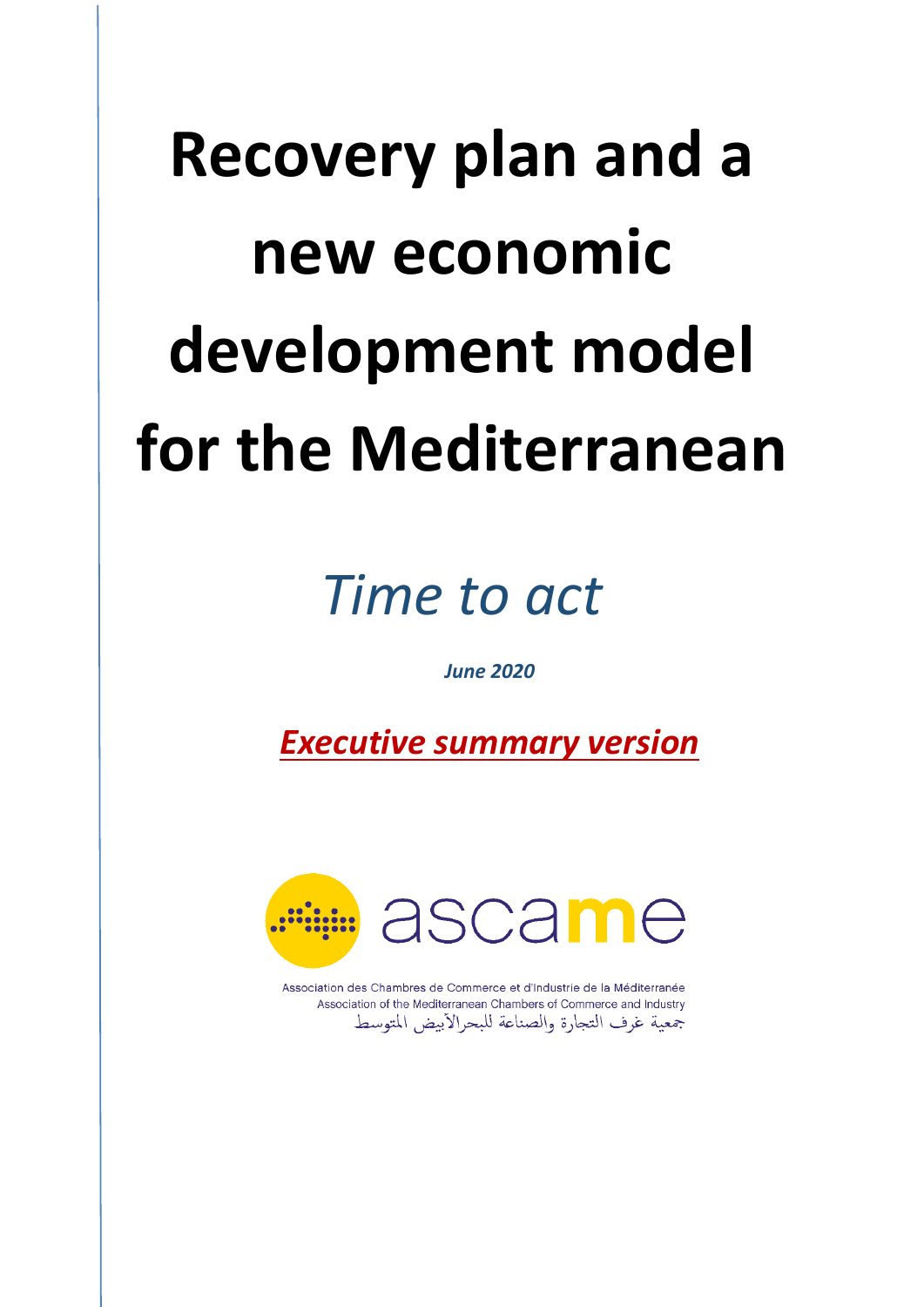# Recovery plan and a new economic development model for the Mediterranean

*Time to act*

***June 2020***

***Executive summary version***

ascame

Association des Chambres de Commerce et d'Industrie de la Méditerranée
Association of the Mediterranean Chambers of Commerce and Industry
جمعية غرف التجارة والصناعة للبحرالأبيض المتوسط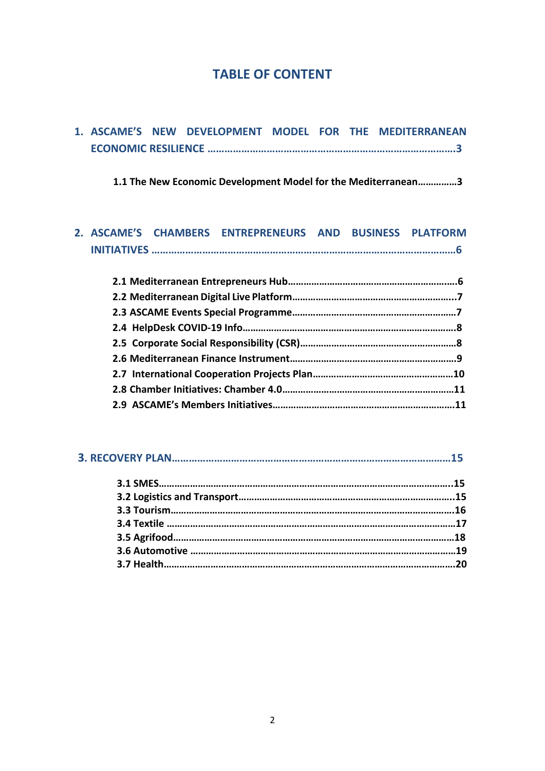# TABLE OF CONTENT

**1. ASCAME'S NEW DEVELOPMENT MODEL FOR THE MEDITERRANEAN ECONOMIC RESILIENCE ……………………………………………………………………………3**

**1.1 The New Economic Development Model for the Mediterranean……………3**

**2. ASCAME'S CHAMBERS ENTREPRENEURS AND BUSINESS PLATFORM INITIATIVES …………………………………………………………………………………………6**

**2.1 Mediterranean Entrepreneurs Hub………………………………………………………6**
**2.2 Mediterranean Digital Live Platform……………………………………………………..7**
**2.3 ASCAME Events Special Programme……………………………………………………7**
**2.4 HelpDesk COVID-19 Info…………………………………………………………………………8**
**2.5 Corporate Social Responsibility (CSR)…………………………………………………8**
**2.6 Mediterranean Finance Instrument……………………………………………………9**
**2.7 International Cooperation Projects Plan…………………………………………10**
**2.8 Chamber Initiatives: Chamber 4.0………………………………………………………11**
**2.9 ASCAME's Members Initiatives…………………………………………………………11**

**3. RECOVERY PLAN…………………………………………………………………………………………15**

**3.1 SMES…………………………………………………………………………………………………..15**
**3.2 Logistics and Transport……………………………………………………………………..15**
**3.3 Tourism……………………………………………………………………………………………….16**
**3.4 Textile ……………………………………………………………………………………………….17**
**3.5 Agrifood……………………………………………………………………………………………..18**
**3.6 Automotive ………………………………………………………………………………………..19**
**3.7 Health……………………………………………………………………………………………….20**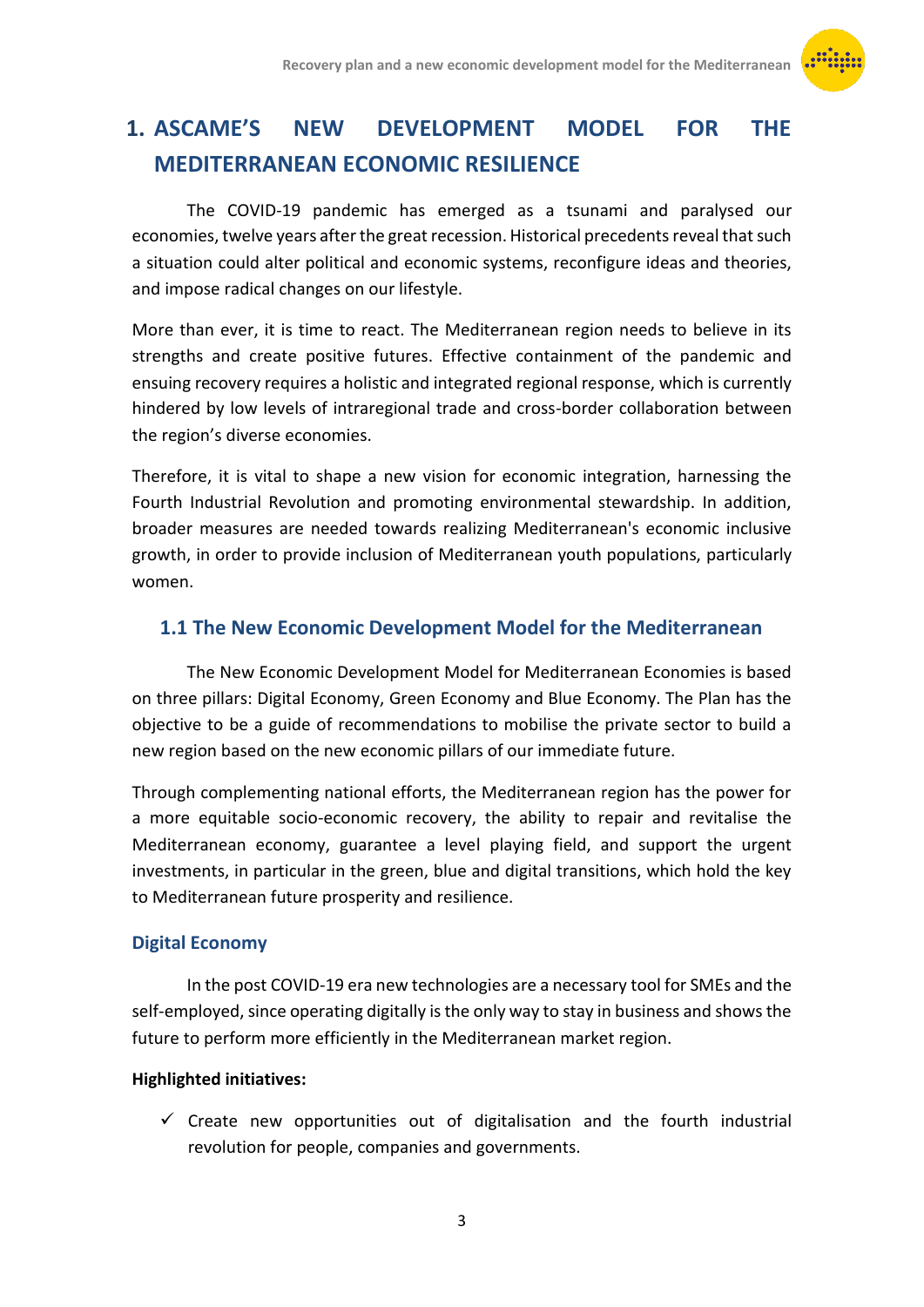# 1. ASCAME'S NEW DEVELOPMENT MODEL FOR THE MEDITERRANEAN ECONOMIC RESILIENCE

The COVID-19 pandemic has emerged as a tsunami and paralysed our economies, twelve years after the great recession. Historical precedents reveal that such a situation could alter political and economic systems, reconfigure ideas and theories, and impose radical changes on our lifestyle.

More than ever, it is time to react. The Mediterranean region needs to believe in its strengths and create positive futures. Effective containment of the pandemic and ensuing recovery requires a holistic and integrated regional response, which is currently hindered by low levels of intraregional trade and cross-border collaboration between the region's diverse economies.

Therefore, it is vital to shape a new vision for economic integration, harnessing the Fourth Industrial Revolution and promoting environmental stewardship. In addition, broader measures are needed towards realizing Mediterranean's economic inclusive growth, in order to provide inclusion of Mediterranean youth populations, particularly women.

## 1.1 The New Economic Development Model for the Mediterranean

The New Economic Development Model for Mediterranean Economies is based on three pillars: Digital Economy, Green Economy and Blue Economy. The Plan has the objective to be a guide of recommendations to mobilise the private sector to build a new region based on the new economic pillars of our immediate future.

Through complementing national efforts, the Mediterranean region has the power for a more equitable socio-economic recovery, the ability to repair and revitalise the Mediterranean economy, guarantee a level playing field, and support the urgent investments, in particular in the green, blue and digital transitions, which hold the key to Mediterranean future prosperity and resilience.

### Digital Economy

In the post COVID-19 era new technologies are a necessary tool for SMEs and the self-employed, since operating digitally is the only way to stay in business and shows the future to perform more efficiently in the Mediterranean market region.

**Highlighted initiatives:**

- ✓ Create new opportunities out of digitalisation and the fourth industrial revolution for people, companies and governments.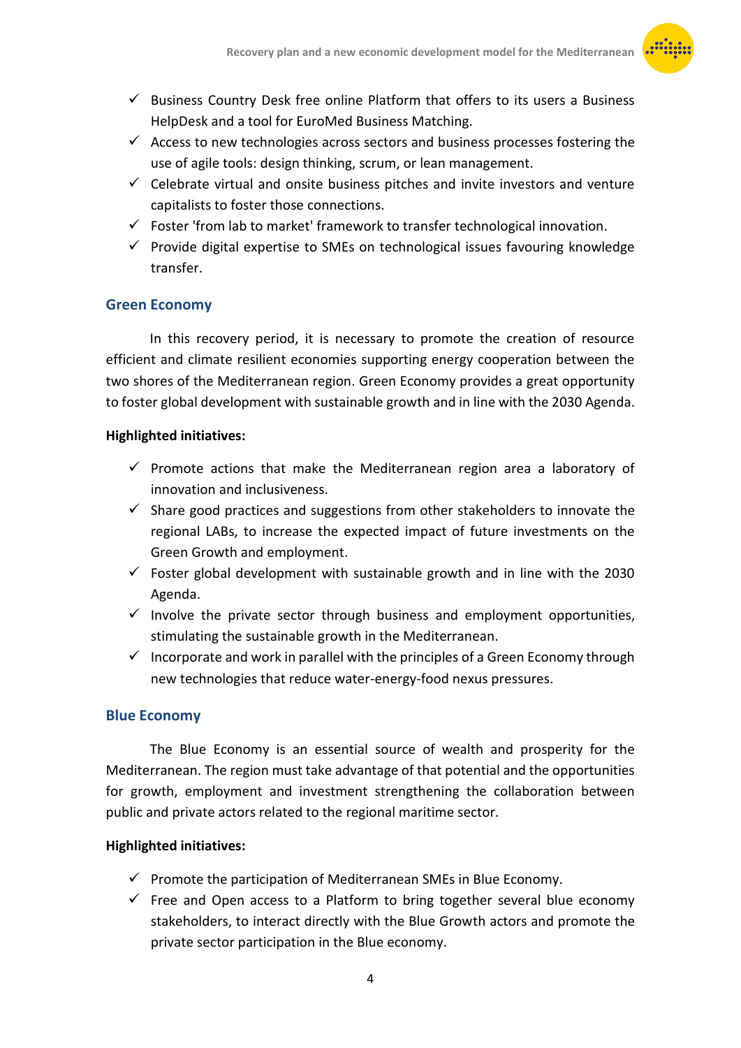- ✓ Business Country Desk free online Platform that offers to its users a Business HelpDesk and a tool for EuroMed Business Matching.
- ✓ Access to new technologies across sectors and business processes fostering the use of agile tools: design thinking, scrum, or lean management.
- ✓ Celebrate virtual and onsite business pitches and invite investors and venture capitalists to foster those connections.
- ✓ Foster 'from lab to market' framework to transfer technological innovation.
- ✓ Provide digital expertise to SMEs on technological issues favouring knowledge transfer.

## Green Economy

In this recovery period, it is necessary to promote the creation of resource efficient and climate resilient economies supporting energy cooperation between the two shores of the Mediterranean region. Green Economy provides a great opportunity to foster global development with sustainable growth and in line with the 2030 Agenda.

**Highlighted initiatives:**

- ✓ Promote actions that make the Mediterranean region area a laboratory of innovation and inclusiveness.
- ✓ Share good practices and suggestions from other stakeholders to innovate the regional LABs, to increase the expected impact of future investments on the Green Growth and employment.
- ✓ Foster global development with sustainable growth and in line with the 2030 Agenda.
- ✓ Involve the private sector through business and employment opportunities, stimulating the sustainable growth in the Mediterranean.
- ✓ Incorporate and work in parallel with the principles of a Green Economy through new technologies that reduce water-energy-food nexus pressures.

## Blue Economy

The Blue Economy is an essential source of wealth and prosperity for the Mediterranean. The region must take advantage of that potential and the opportunities for growth, employment and investment strengthening the collaboration between public and private actors related to the regional maritime sector.

**Highlighted initiatives:**

- ✓ Promote the participation of Mediterranean SMEs in Blue Economy.
- ✓ Free and Open access to a Platform to bring together several blue economy stakeholders, to interact directly with the Blue Growth actors and promote the private sector participation in the Blue economy.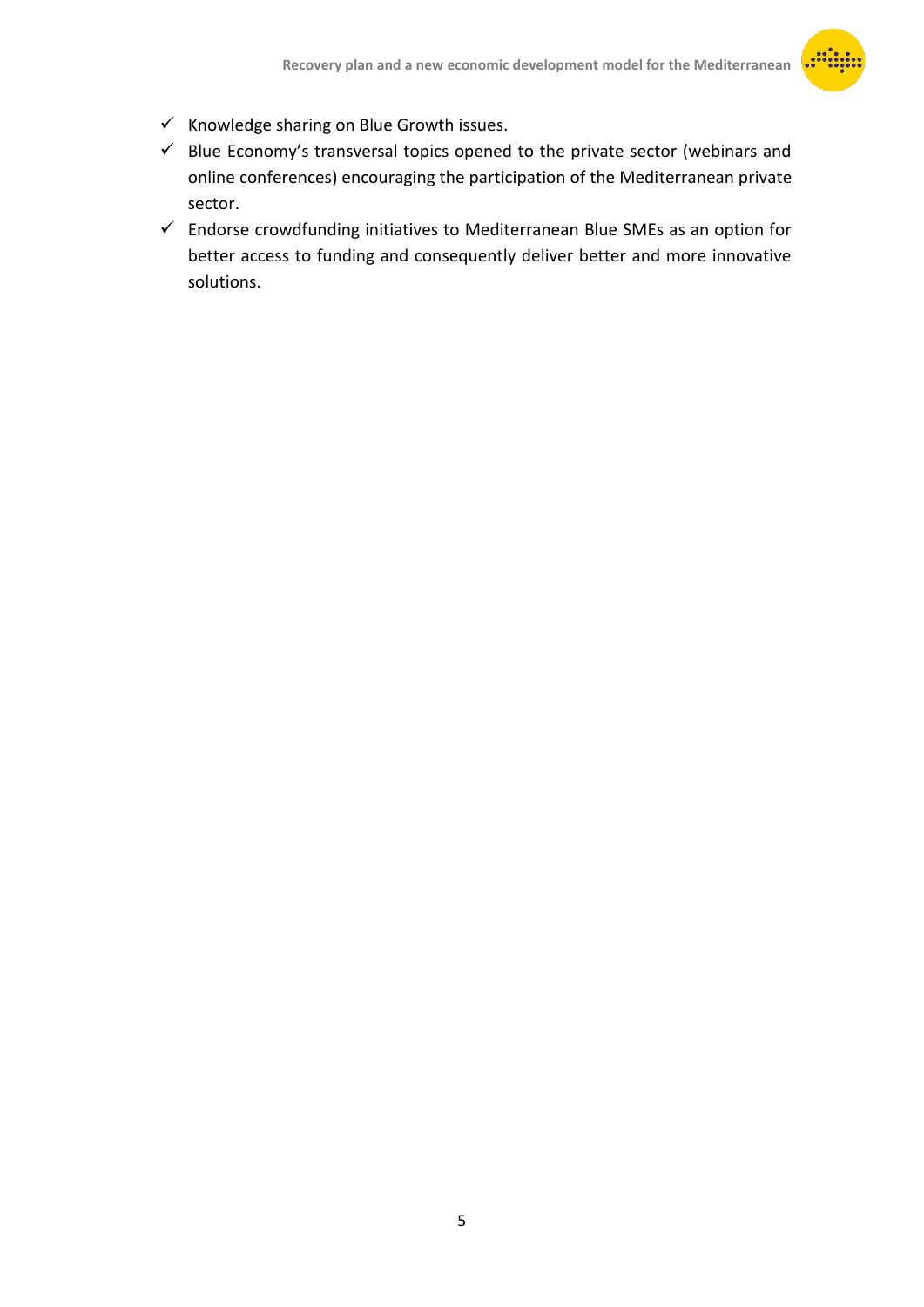- ✓ Knowledge sharing on Blue Growth issues.
- ✓ Blue Economy's transversal topics opened to the private sector (webinars and online conferences) encouraging the participation of the Mediterranean private sector.
- ✓ Endorse crowdfunding initiatives to Mediterranean Blue SMEs as an option for better access to funding and consequently deliver better and more innovative solutions.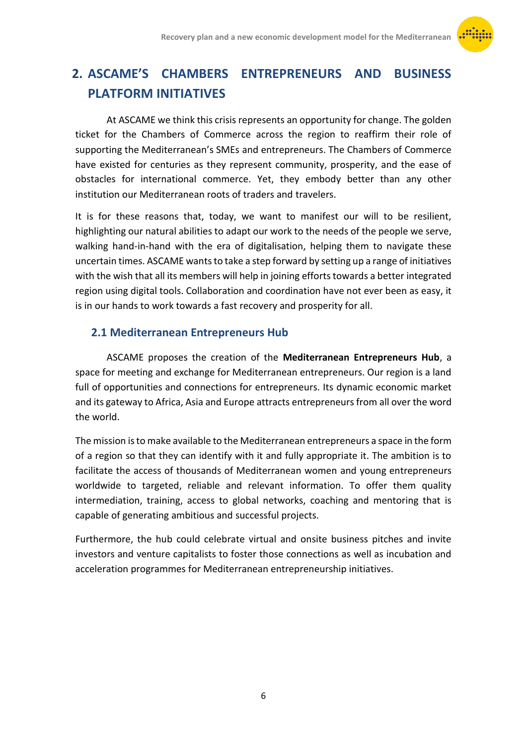# 2. ASCAME'S CHAMBERS ENTREPRENEURS AND BUSINESS PLATFORM INITIATIVES

At ASCAME we think this crisis represents an opportunity for change. The golden ticket for the Chambers of Commerce across the region to reaffirm their role of supporting the Mediterranean's SMEs and entrepreneurs. The Chambers of Commerce have existed for centuries as they represent community, prosperity, and the ease of obstacles for international commerce. Yet, they embody better than any other institution our Mediterranean roots of traders and travelers.

It is for these reasons that, today, we want to manifest our will to be resilient, highlighting our natural abilities to adapt our work to the needs of the people we serve, walking hand-in-hand with the era of digitalisation, helping them to navigate these uncertain times. ASCAME wants to take a step forward by setting up a range of initiatives with the wish that all its members will help in joining efforts towards a better integrated region using digital tools. Collaboration and coordination have not ever been as easy, it is in our hands to work towards a fast recovery and prosperity for all.

## 2.1 Mediterranean Entrepreneurs Hub

ASCAME proposes the creation of the **Mediterranean Entrepreneurs Hub**, a space for meeting and exchange for Mediterranean entrepreneurs. Our region is a land full of opportunities and connections for entrepreneurs. Its dynamic economic market and its gateway to Africa, Asia and Europe attracts entrepreneurs from all over the word the world.

The mission is to make available to the Mediterranean entrepreneurs a space in the form of a region so that they can identify with it and fully appropriate it. The ambition is to facilitate the access of thousands of Mediterranean women and young entrepreneurs worldwide to targeted, reliable and relevant information. To offer them quality intermediation, training, access to global networks, coaching and mentoring that is capable of generating ambitious and successful projects.

Furthermore, the hub could celebrate virtual and onsite business pitches and invite investors and venture capitalists to foster those connections as well as incubation and acceleration programmes for Mediterranean entrepreneurship initiatives.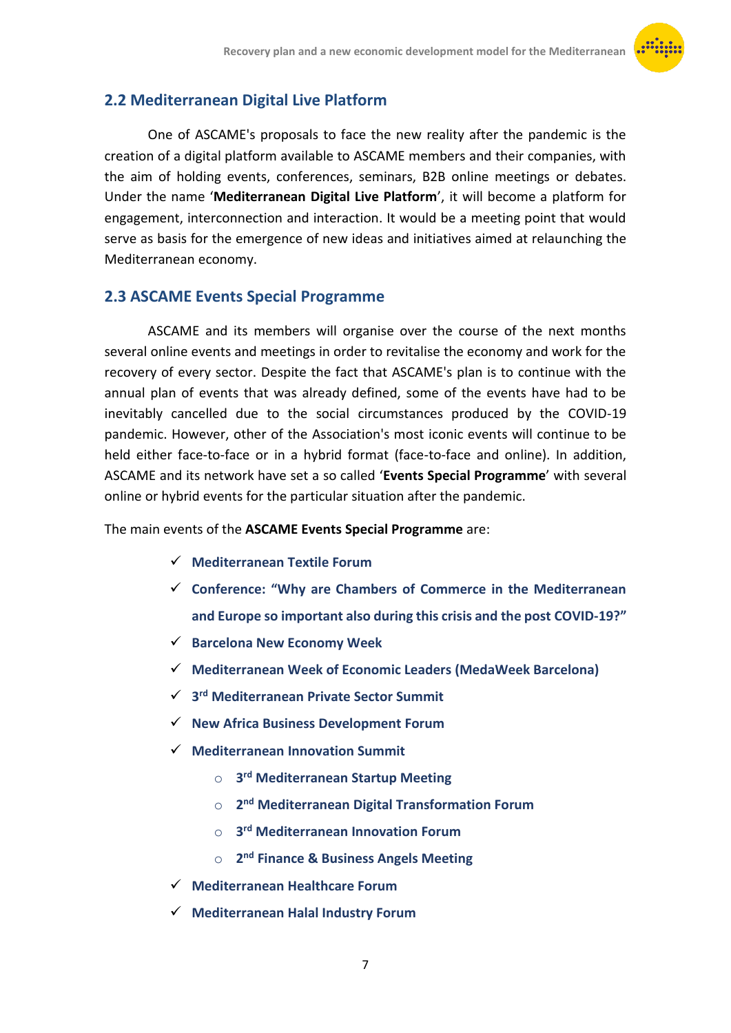## 2.2 Mediterranean Digital Live Platform

One of ASCAME's proposals to face the new reality after the pandemic is the creation of a digital platform available to ASCAME members and their companies, with the aim of holding events, conferences, seminars, B2B online meetings or debates. Under the name '**Mediterranean Digital Live Platform**', it will become a platform for engagement, interconnection and interaction. It would be a meeting point that would serve as basis for the emergence of new ideas and initiatives aimed at relaunching the Mediterranean economy.

## 2.3 ASCAME Events Special Programme

ASCAME and its members will organise over the course of the next months several online events and meetings in order to revitalise the economy and work for the recovery of every sector. Despite the fact that ASCAME's plan is to continue with the annual plan of events that was already defined, some of the events have had to be inevitably cancelled due to the social circumstances produced by the COVID-19 pandemic. However, other of the Association's most iconic events will continue to be held either face-to-face or in a hybrid format (face-to-face and online). In addition, ASCAME and its network have set a so called '**Events Special Programme**' with several online or hybrid events for the particular situation after the pandemic.

The main events of the **ASCAME Events Special Programme** are:

- ✓ **Mediterranean Textile Forum**
- ✓ **Conference: "Why are Chambers of Commerce in the Mediterranean and Europe so important also during this crisis and the post COVID-19?"**
- ✓ **Barcelona New Economy Week**
- ✓ **Mediterranean Week of Economic Leaders (MedaWeek Barcelona)**
- ✓ **3rd Mediterranean Private Sector Summit**
- ✓ **New Africa Business Development Forum**
- ✓ **Mediterranean Innovation Summit**
  - **3rd Mediterranean Startup Meeting**
  - **2nd Mediterranean Digital Transformation Forum**
  - **3rd Mediterranean Innovation Forum**
  - **2nd Finance & Business Angels Meeting**
- ✓ **Mediterranean Healthcare Forum**
- ✓ **Mediterranean Halal Industry Forum**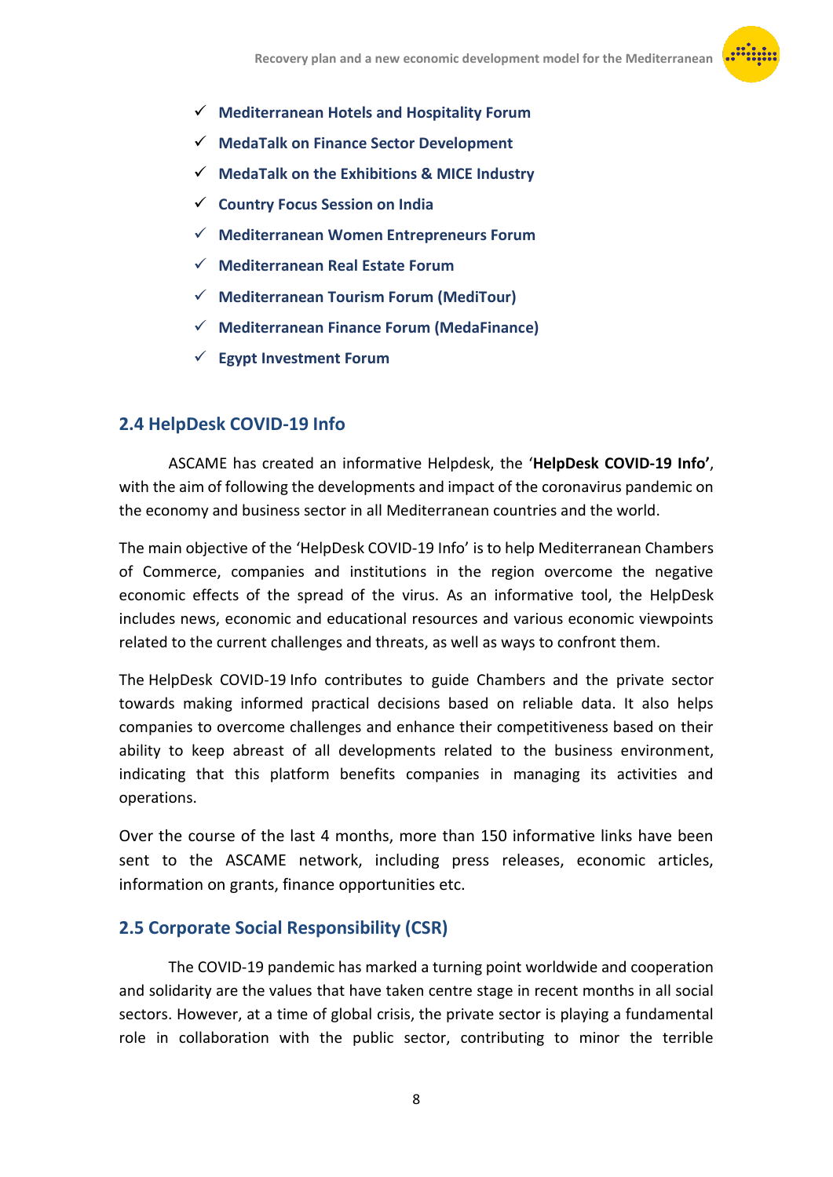- ✓ **Mediterranean Hotels and Hospitality Forum**
- ✓ **MedaTalk on Finance Sector Development**
- ✓ **MedaTalk on the Exhibitions & MICE Industry**
- ✓ **Country Focus Session on India**
- ✓ **Mediterranean Women Entrepreneurs Forum**
- ✓ **Mediterranean Real Estate Forum**
- ✓ **Mediterranean Tourism Forum (MediTour)**
- ✓ **Mediterranean Finance Forum (MedaFinance)**
- ✓ **Egypt Investment Forum**

## 2.4 HelpDesk COVID-19 Info

ASCAME has created an informative Helpdesk, the '**HelpDesk COVID-19 Info'**, with the aim of following the developments and impact of the coronavirus pandemic on the economy and business sector in all Mediterranean countries and the world.

The main objective of the 'HelpDesk COVID-19 Info' is to help Mediterranean Chambers of Commerce, companies and institutions in the region overcome the negative economic effects of the spread of the virus. As an informative tool, the HelpDesk includes news, economic and educational resources and various economic viewpoints related to the current challenges and threats, as well as ways to confront them.

The HelpDesk COVID-19 Info contributes to guide Chambers and the private sector towards making informed practical decisions based on reliable data. It also helps companies to overcome challenges and enhance their competitiveness based on their ability to keep abreast of all developments related to the business environment, indicating that this platform benefits companies in managing its activities and operations.

Over the course of the last 4 months, more than 150 informative links have been sent to the ASCAME network, including press releases, economic articles, information on grants, finance opportunities etc.

## 2.5 Corporate Social Responsibility (CSR)

The COVID-19 pandemic has marked a turning point worldwide and cooperation and solidarity are the values that have taken centre stage in recent months in all social sectors. However, at a time of global crisis, the private sector is playing a fundamental role in collaboration with the public sector, contributing to minor the terrible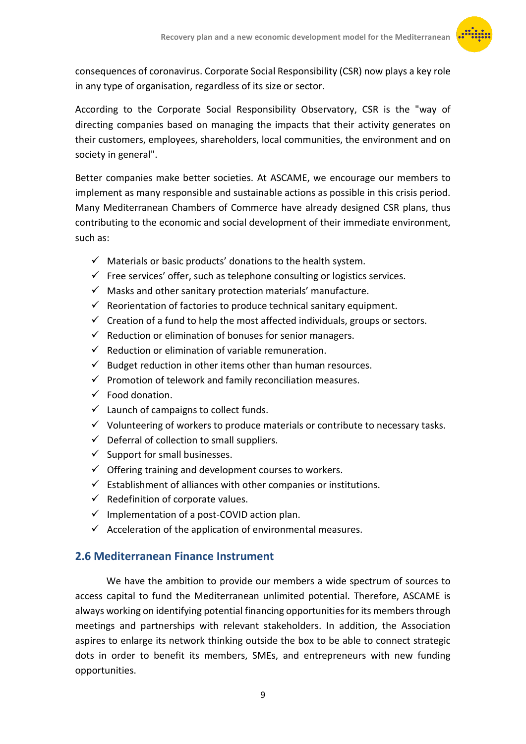consequences of coronavirus. Corporate Social Responsibility (CSR) now plays a key role in any type of organisation, regardless of its size or sector.

According to the Corporate Social Responsibility Observatory, CSR is the "way of directing companies based on managing the impacts that their activity generates on their customers, employees, shareholders, local communities, the environment and on society in general".

Better companies make better societies. At ASCAME, we encourage our members to implement as many responsible and sustainable actions as possible in this crisis period. Many Mediterranean Chambers of Commerce have already designed CSR plans, thus contributing to the economic and social development of their immediate environment, such as:

- ✓ Materials or basic products' donations to the health system.
- ✓ Free services' offer, such as telephone consulting or logistics services.
- ✓ Masks and other sanitary protection materials' manufacture.
- ✓ Reorientation of factories to produce technical sanitary equipment.
- ✓ Creation of a fund to help the most affected individuals, groups or sectors.
- ✓ Reduction or elimination of bonuses for senior managers.
- ✓ Reduction or elimination of variable remuneration.
- ✓ Budget reduction in other items other than human resources.
- ✓ Promotion of telework and family reconciliation measures.
- ✓ Food donation.
- ✓ Launch of campaigns to collect funds.
- ✓ Volunteering of workers to produce materials or contribute to necessary tasks.
- ✓ Deferral of collection to small suppliers.
- ✓ Support for small businesses.
- ✓ Offering training and development courses to workers.
- ✓ Establishment of alliances with other companies or institutions.
- ✓ Redefinition of corporate values.
- ✓ Implementation of a post-COVID action plan.
- ✓ Acceleration of the application of environmental measures.

## 2.6 Mediterranean Finance Instrument

We have the ambition to provide our members a wide spectrum of sources to access capital to fund the Mediterranean unlimited potential. Therefore, ASCAME is always working on identifying potential financing opportunities for its members through meetings and partnerships with relevant stakeholders. In addition, the Association aspires to enlarge its network thinking outside the box to be able to connect strategic dots in order to benefit its members, SMEs, and entrepreneurs with new funding opportunities.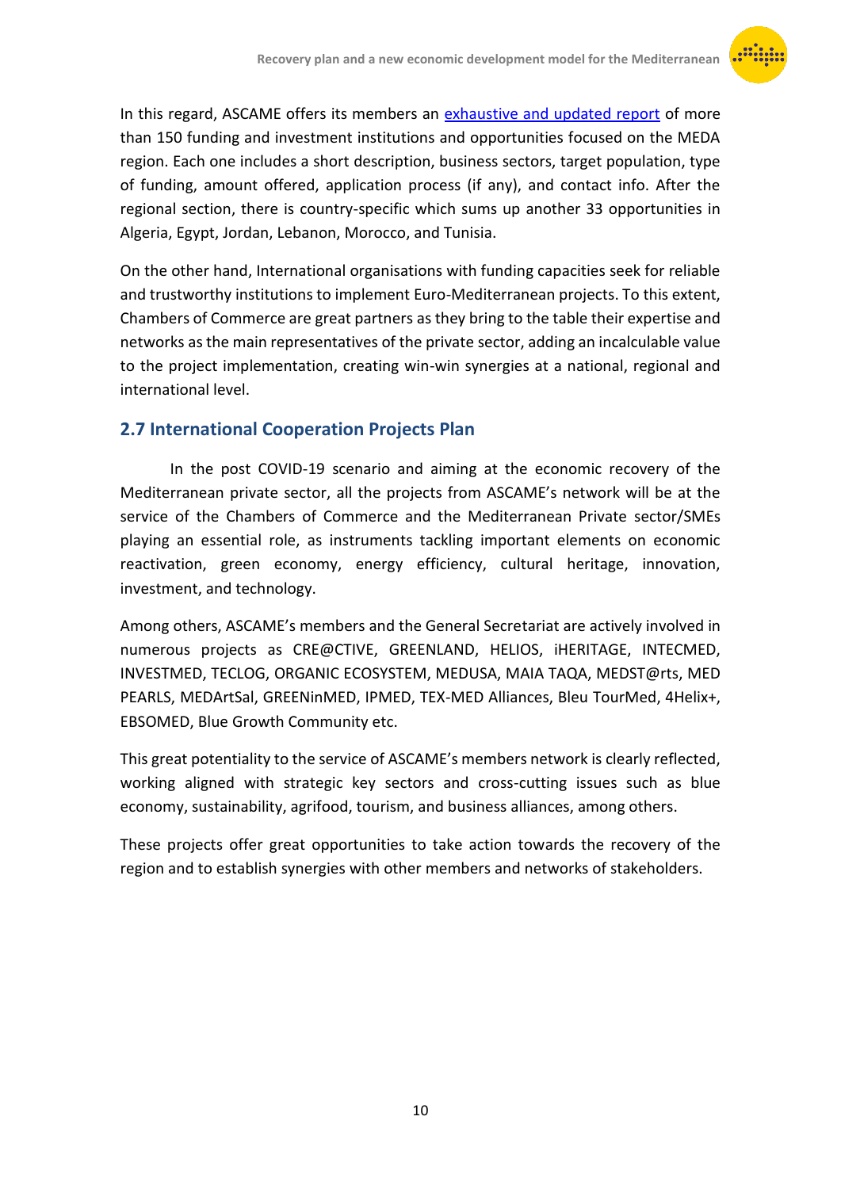In this regard, ASCAME offers its members an exhaustive and updated report of more than 150 funding and investment institutions and opportunities focused on the MEDA region. Each one includes a short description, business sectors, target population, type of funding, amount offered, application process (if any), and contact info. After the regional section, there is country-specific which sums up another 33 opportunities in Algeria, Egypt, Jordan, Lebanon, Morocco, and Tunisia.

On the other hand, International organisations with funding capacities seek for reliable and trustworthy institutions to implement Euro-Mediterranean projects. To this extent, Chambers of Commerce are great partners as they bring to the table their expertise and networks as the main representatives of the private sector, adding an incalculable value to the project implementation, creating win-win synergies at a national, regional and international level.

## 2.7 International Cooperation Projects Plan

In the post COVID-19 scenario and aiming at the economic recovery of the Mediterranean private sector, all the projects from ASCAME's network will be at the service of the Chambers of Commerce and the Mediterranean Private sector/SMEs playing an essential role, as instruments tackling important elements on economic reactivation, green economy, energy efficiency, cultural heritage, innovation, investment, and technology.

Among others, ASCAME's members and the General Secretariat are actively involved in numerous projects as CRE@CTIVE, GREENLAND, HELIOS, iHERITAGE, INTECMED, INVESTMED, TECLOG, ORGANIC ECOSYSTEM, MEDUSA, MAIA TAQA, MEDST@rts, MED PEARLS, MEDArtSal, GREENinMED, IPMED, TEX-MED Alliances, Bleu TourMed, 4Helix+, EBSOMED, Blue Growth Community etc.

This great potentiality to the service of ASCAME's members network is clearly reflected, working aligned with strategic key sectors and cross-cutting issues such as blue economy, sustainability, agrifood, tourism, and business alliances, among others.

These projects offer great opportunities to take action towards the recovery of the region and to establish synergies with other members and networks of stakeholders.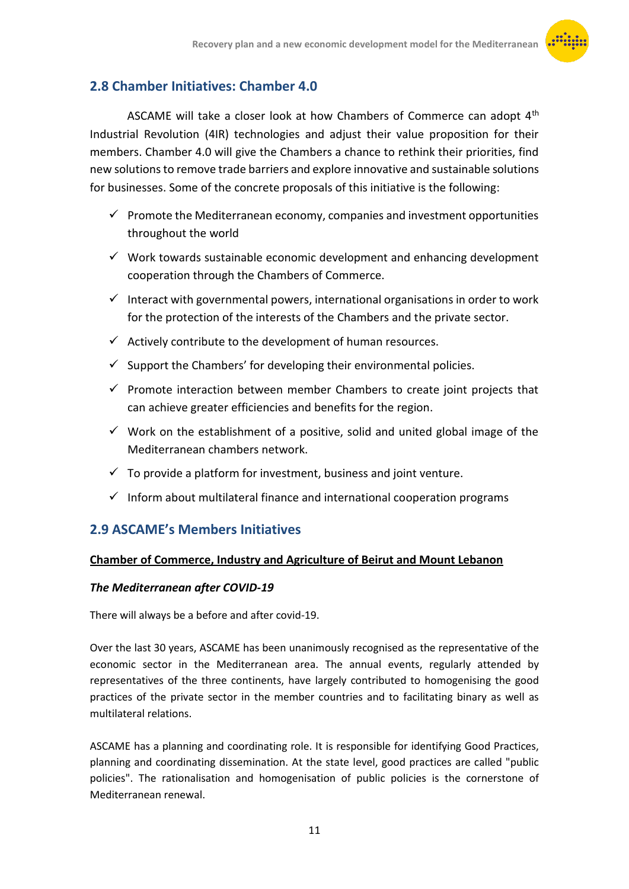## 2.8 Chamber Initiatives: Chamber 4.0

ASCAME will take a closer look at how Chambers of Commerce can adopt 4th Industrial Revolution (4IR) technologies and adjust their value proposition for their members. Chamber 4.0 will give the Chambers a chance to rethink their priorities, find new solutions to remove trade barriers and explore innovative and sustainable solutions for businesses. Some of the concrete proposals of this initiative is the following:

- ✓ Promote the Mediterranean economy, companies and investment opportunities throughout the world
- ✓ Work towards sustainable economic development and enhancing development cooperation through the Chambers of Commerce.
- ✓ Interact with governmental powers, international organisations in order to work for the protection of the interests of the Chambers and the private sector.
- ✓ Actively contribute to the development of human resources.
- ✓ Support the Chambers' for developing their environmental policies.
- ✓ Promote interaction between member Chambers to create joint projects that can achieve greater efficiencies and benefits for the region.
- ✓ Work on the establishment of a positive, solid and united global image of the Mediterranean chambers network.
- ✓ To provide a platform for investment, business and joint venture.
- ✓ Inform about multilateral finance and international cooperation programs

## 2.9 ASCAME's Members Initiatives

**Chamber of Commerce, Industry and Agriculture of Beirut and Mount Lebanon**

***The Mediterranean after COVID-19***

There will always be a before and after covid-19.

Over the last 30 years, ASCAME has been unanimously recognised as the representative of the economic sector in the Mediterranean area. The annual events, regularly attended by representatives of the three continents, have largely contributed to homogenising the good practices of the private sector in the member countries and to facilitating binary as well as multilateral relations.

ASCAME has a planning and coordinating role. It is responsible for identifying Good Practices, planning and coordinating dissemination. At the state level, good practices are called "public policies". The rationalisation and homogenisation of public policies is the cornerstone of Mediterranean renewal.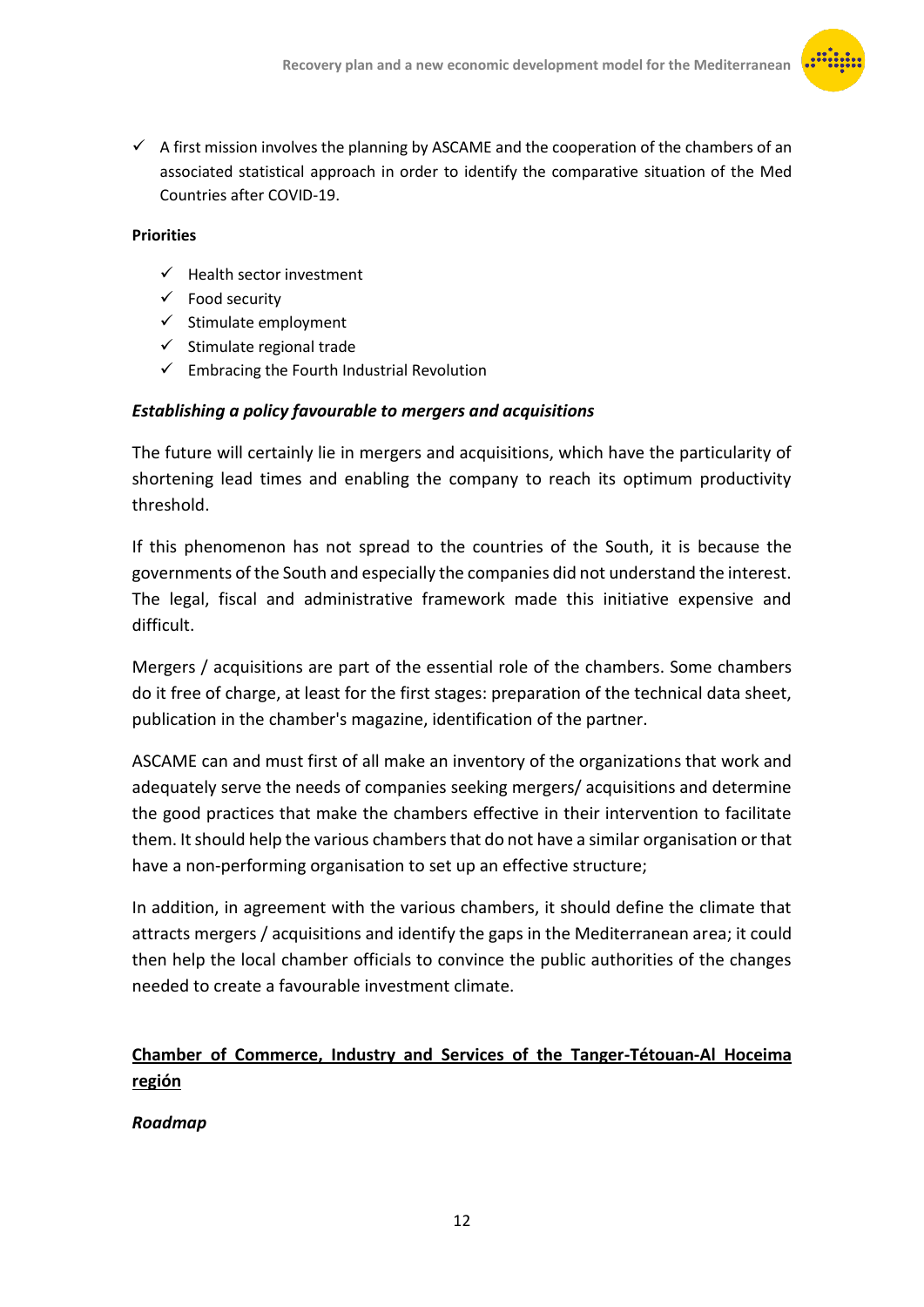- ✓ A first mission involves the planning by ASCAME and the cooperation of the chambers of an associated statistical approach in order to identify the comparative situation of the Med Countries after COVID-19.

**Priorities**

- ✓ Health sector investment
- ✓ Food security
- ✓ Stimulate employment
- ✓ Stimulate regional trade
- ✓ Embracing the Fourth Industrial Revolution

***Establishing a policy favourable to mergers and acquisitions***

The future will certainly lie in mergers and acquisitions, which have the particularity of shortening lead times and enabling the company to reach its optimum productivity threshold.

If this phenomenon has not spread to the countries of the South, it is because the governments of the South and especially the companies did not understand the interest. The legal, fiscal and administrative framework made this initiative expensive and difficult.

Mergers / acquisitions are part of the essential role of the chambers. Some chambers do it free of charge, at least for the first stages: preparation of the technical data sheet, publication in the chamber's magazine, identification of the partner.

ASCAME can and must first of all make an inventory of the organizations that work and adequately serve the needs of companies seeking mergers/ acquisitions and determine the good practices that make the chambers effective in their intervention to facilitate them. It should help the various chambers that do not have a similar organisation or that have a non-performing organisation to set up an effective structure;

In addition, in agreement with the various chambers, it should define the climate that attracts mergers / acquisitions and identify the gaps in the Mediterranean area; it could then help the local chamber officials to convince the public authorities of the changes needed to create a favourable investment climate.

## <u>Chamber of Commerce, Industry and Services of the Tanger-Tétouan-Al Hoceima región</u>

***Roadmap***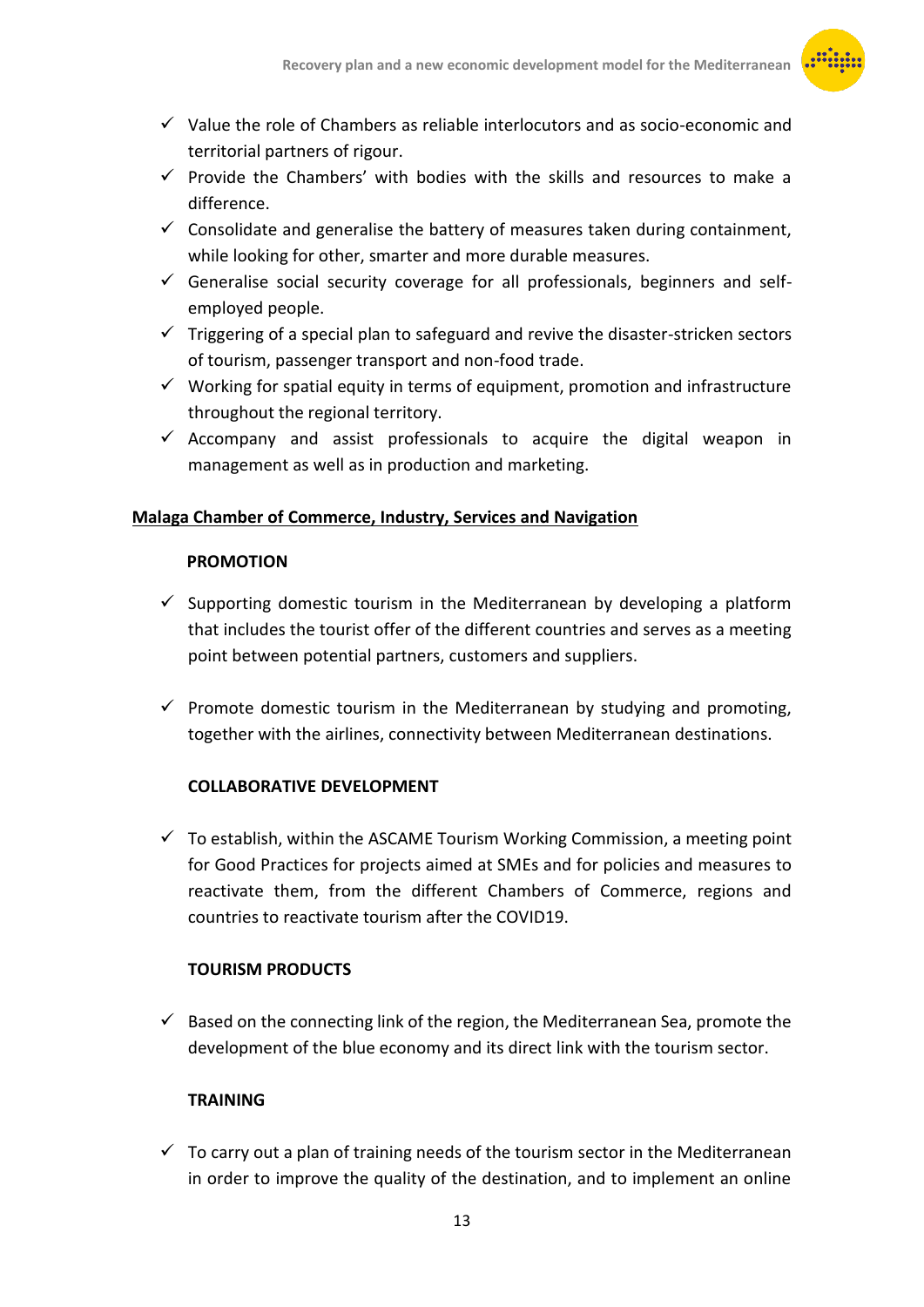- ✓ Value the role of Chambers as reliable interlocutors and as socio-economic and territorial partners of rigour.
- ✓ Provide the Chambers' with bodies with the skills and resources to make a difference.
- ✓ Consolidate and generalise the battery of measures taken during containment, while looking for other, smarter and more durable measures.
- ✓ Generalise social security coverage for all professionals, beginners and self-employed people.
- ✓ Triggering of a special plan to safeguard and revive the disaster-stricken sectors of tourism, passenger transport and non-food trade.
- ✓ Working for spatial equity in terms of equipment, promotion and infrastructure throughout the regional territory.
- ✓ Accompany and assist professionals to acquire the digital weapon in management as well as in production and marketing.

**<u>Malaga Chamber of Commerce, Industry, Services and Navigation</u>**

**PROMOTION**

- ✓ Supporting domestic tourism in the Mediterranean by developing a platform that includes the tourist offer of the different countries and serves as a meeting point between potential partners, customers and suppliers.

- ✓ Promote domestic tourism in the Mediterranean by studying and promoting, together with the airlines, connectivity between Mediterranean destinations.

**COLLABORATIVE DEVELOPMENT**

- ✓ To establish, within the ASCAME Tourism Working Commission, a meeting point for Good Practices for projects aimed at SMEs and for policies and measures to reactivate them, from the different Chambers of Commerce, regions and countries to reactivate tourism after the COVID19.

**TOURISM PRODUCTS**

- ✓ Based on the connecting link of the region, the Mediterranean Sea, promote the development of the blue economy and its direct link with the tourism sector.

**TRAINING**

- ✓ To carry out a plan of training needs of the tourism sector in the Mediterranean in order to improve the quality of the destination, and to implement an online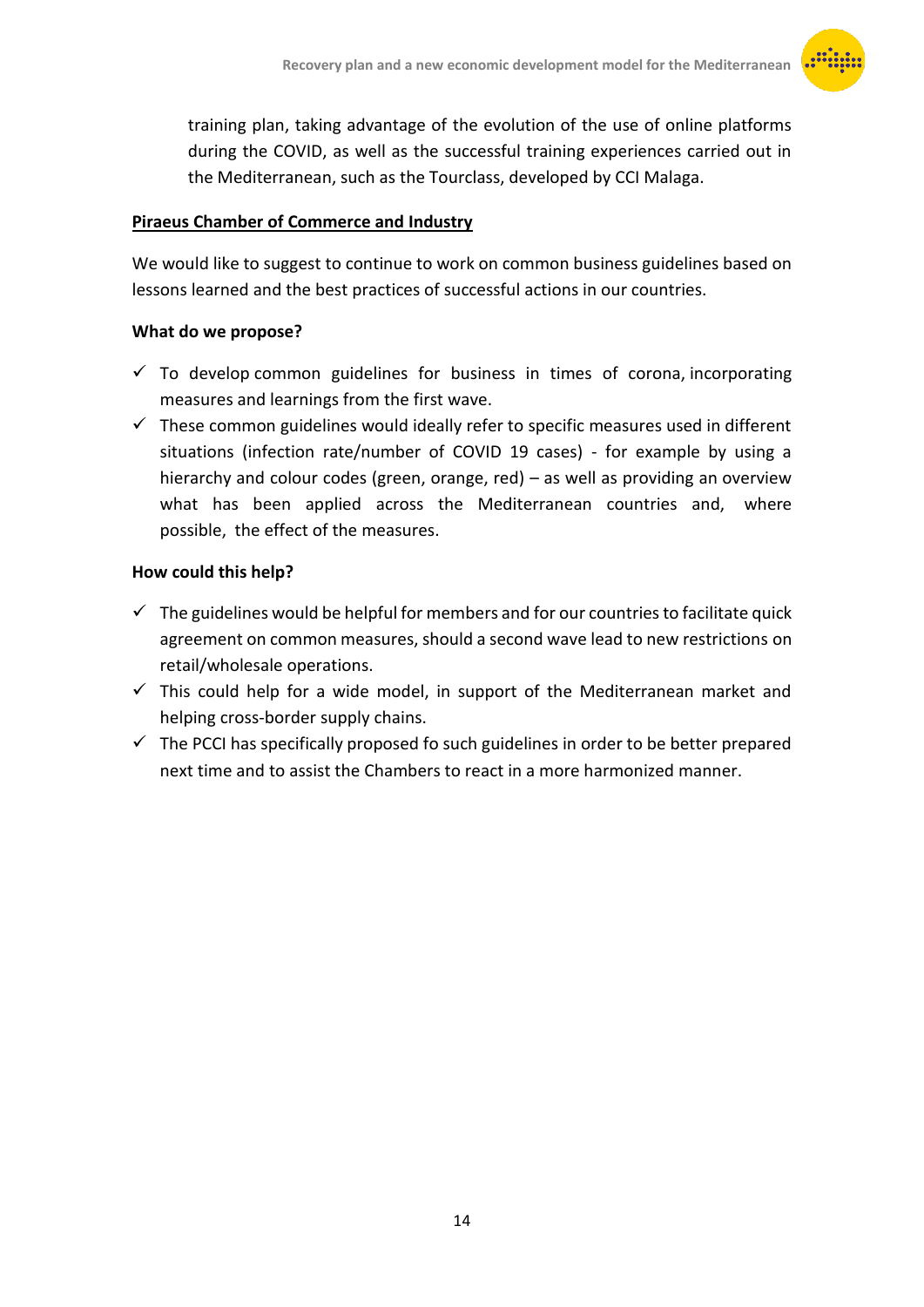training plan, taking advantage of the evolution of the use of online platforms during the COVID, as well as the successful training experiences carried out in the Mediterranean, such as the Tourclass, developed by CCI Malaga.

**Piraeus Chamber of Commerce and Industry**

We would like to suggest to continue to work on common business guidelines based on lessons learned and the best practices of successful actions in our countries.

**What do we propose?**

- ✓ To develop common guidelines for business in times of corona, incorporating measures and learnings from the first wave.
- ✓ These common guidelines would ideally refer to specific measures used in different situations (infection rate/number of COVID 19 cases) - for example by using a hierarchy and colour codes (green, orange, red) – as well as providing an overview what has been applied across the Mediterranean countries and, where possible, the effect of the measures.

**How could this help?**

- ✓ The guidelines would be helpful for members and for our countries to facilitate quick agreement on common measures, should a second wave lead to new restrictions on retail/wholesale operations.
- ✓ This could help for a wide model, in support of the Mediterranean market and helping cross-border supply chains.
- ✓ The PCCI has specifically proposed fo such guidelines in order to be better prepared next time and to assist the Chambers to react in a more harmonized manner.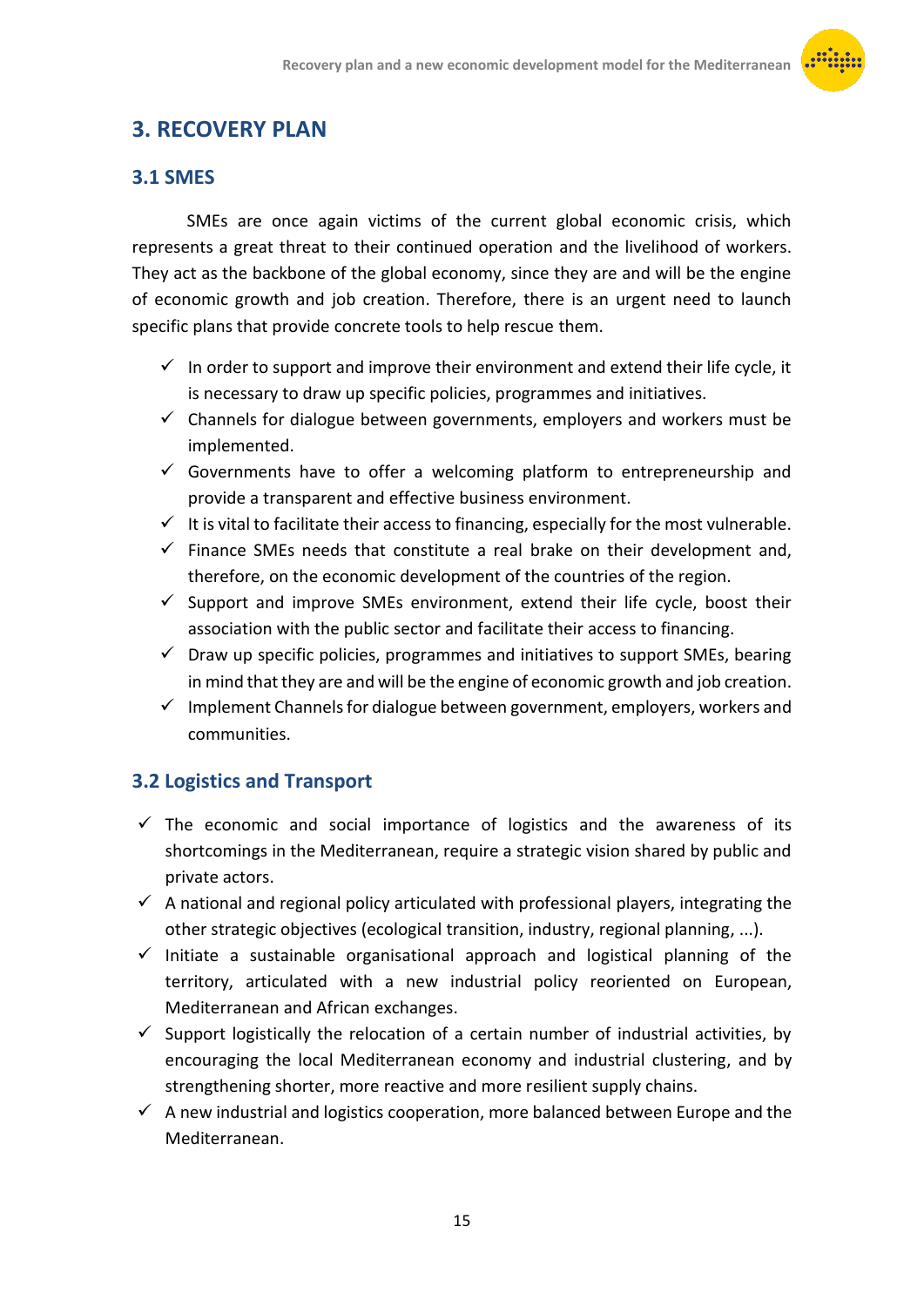# 3. RECOVERY PLAN

## 3.1 SMES

SMEs are once again victims of the current global economic crisis, which represents a great threat to their continued operation and the livelihood of workers. They act as the backbone of the global economy, since they are and will be the engine of economic growth and job creation. Therefore, there is an urgent need to launch specific plans that provide concrete tools to help rescue them.

- ✓ In order to support and improve their environment and extend their life cycle, it is necessary to draw up specific policies, programmes and initiatives.
- ✓ Channels for dialogue between governments, employers and workers must be implemented.
- ✓ Governments have to offer a welcoming platform to entrepreneurship and provide a transparent and effective business environment.
- ✓ It is vital to facilitate their access to financing, especially for the most vulnerable.
- ✓ Finance SMEs needs that constitute a real brake on their development and, therefore, on the economic development of the countries of the region.
- ✓ Support and improve SMEs environment, extend their life cycle, boost their association with the public sector and facilitate their access to financing.
- ✓ Draw up specific policies, programmes and initiatives to support SMEs, bearing in mind that they are and will be the engine of economic growth and job creation.
- ✓ Implement Channels for dialogue between government, employers, workers and communities.

## 3.2 Logistics and Transport

- ✓ The economic and social importance of logistics and the awareness of its shortcomings in the Mediterranean, require a strategic vision shared by public and private actors.
- ✓ A national and regional policy articulated with professional players, integrating the other strategic objectives (ecological transition, industry, regional planning, ...).
- ✓ Initiate a sustainable organisational approach and logistical planning of the territory, articulated with a new industrial policy reoriented on European, Mediterranean and African exchanges.
- ✓ Support logistically the relocation of a certain number of industrial activities, by encouraging the local Mediterranean economy and industrial clustering, and by strengthening shorter, more reactive and more resilient supply chains.
- ✓ A new industrial and logistics cooperation, more balanced between Europe and the Mediterranean.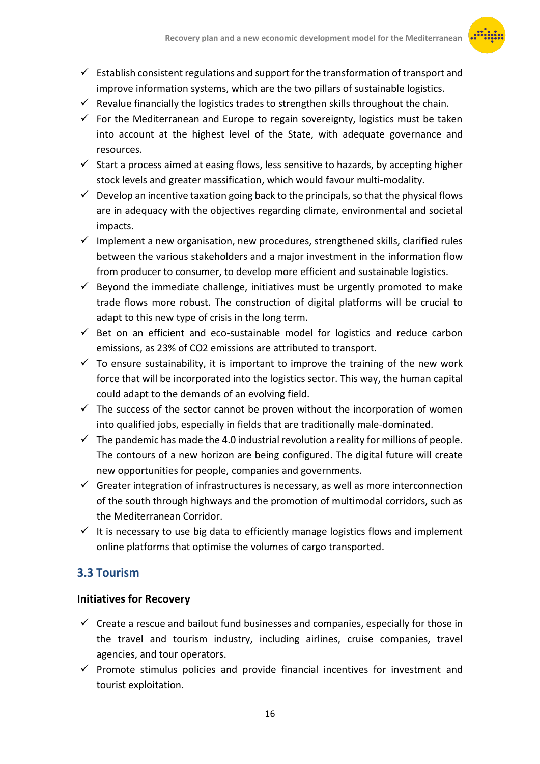- ✓ Establish consistent regulations and support for the transformation of transport and improve information systems, which are the two pillars of sustainable logistics.
- ✓ Revalue financially the logistics trades to strengthen skills throughout the chain.
- ✓ For the Mediterranean and Europe to regain sovereignty, logistics must be taken into account at the highest level of the State, with adequate governance and resources.
- ✓ Start a process aimed at easing flows, less sensitive to hazards, by accepting higher stock levels and greater massification, which would favour multi-modality.
- ✓ Develop an incentive taxation going back to the principals, so that the physical flows are in adequacy with the objectives regarding climate, environmental and societal impacts.
- ✓ Implement a new organisation, new procedures, strengthened skills, clarified rules between the various stakeholders and a major investment in the information flow from producer to consumer, to develop more efficient and sustainable logistics.
- ✓ Beyond the immediate challenge, initiatives must be urgently promoted to make trade flows more robust. The construction of digital platforms will be crucial to adapt to this new type of crisis in the long term.
- ✓ Bet on an efficient and eco-sustainable model for logistics and reduce carbon emissions, as 23% of $CO_2$ emissions are attributed to transport.
- ✓ To ensure sustainability, it is important to improve the training of the new work force that will be incorporated into the logistics sector. This way, the human capital could adapt to the demands of an evolving field.
- ✓ The success of the sector cannot be proven without the incorporation of women into qualified jobs, especially in fields that are traditionally male-dominated.
- ✓ The pandemic has made the 4.0 industrial revolution a reality for millions of people. The contours of a new horizon are being configured. The digital future will create new opportunities for people, companies and governments.
- ✓ Greater integration of infrastructures is necessary, as well as more interconnection of the south through highways and the promotion of multimodal corridors, such as the Mediterranean Corridor.
- ✓ It is necessary to use big data to efficiently manage logistics flows and implement online platforms that optimise the volumes of cargo transported.

## 3.3 Tourism

### Initiatives for Recovery

- ✓ Create a rescue and bailout fund businesses and companies, especially for those in the travel and tourism industry, including airlines, cruise companies, travel agencies, and tour operators.
- ✓ Promote stimulus policies and provide financial incentives for investment and tourist exploitation.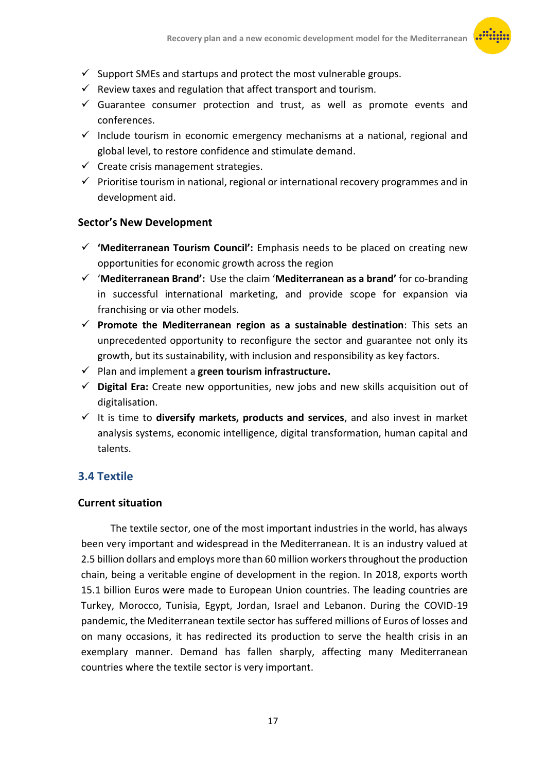- ✓ Support SMEs and startups and protect the most vulnerable groups.
- ✓ Review taxes and regulation that affect transport and tourism.
- ✓ Guarantee consumer protection and trust, as well as promote events and conferences.
- ✓ Include tourism in economic emergency mechanisms at a national, regional and global level, to restore confidence and stimulate demand.
- ✓ Create crisis management strategies.
- ✓ Prioritise tourism in national, regional or international recovery programmes and in development aid.

### Sector's New Development

- ✓ **'Mediterranean Tourism Council':** Emphasis needs to be placed on creating new opportunities for economic growth across the region
- ✓ '**Mediterranean Brand':** Use the claim '**Mediterranean as a brand'** for co-branding in successful international marketing, and provide scope for expansion via franchising or via other models.
- ✓ **Promote the Mediterranean region as a sustainable destination**: This sets an unprecedented opportunity to reconfigure the sector and guarantee not only its growth, but its sustainability, with inclusion and responsibility as key factors.
- ✓ Plan and implement a **green tourism infrastructure.**
- ✓ **Digital Era:** Create new opportunities, new jobs and new skills acquisition out of digitalisation.
- ✓ It is time to **diversify markets, products and services**, and also invest in market analysis systems, economic intelligence, digital transformation, human capital and talents.

## 3.4 Textile

### Current situation

The textile sector, one of the most important industries in the world, has always been very important and widespread in the Mediterranean. It is an industry valued at 2.5 billion dollars and employs more than 60 million workers throughout the production chain, being a veritable engine of development in the region. In 2018, exports worth 15.1 billion Euros were made to European Union countries. The leading countries are Turkey, Morocco, Tunisia, Egypt, Jordan, Israel and Lebanon. During the COVID-19 pandemic, the Mediterranean textile sector has suffered millions of Euros of losses and on many occasions, it has redirected its production to serve the health crisis in an exemplary manner. Demand has fallen sharply, affecting many Mediterranean countries where the textile sector is very important.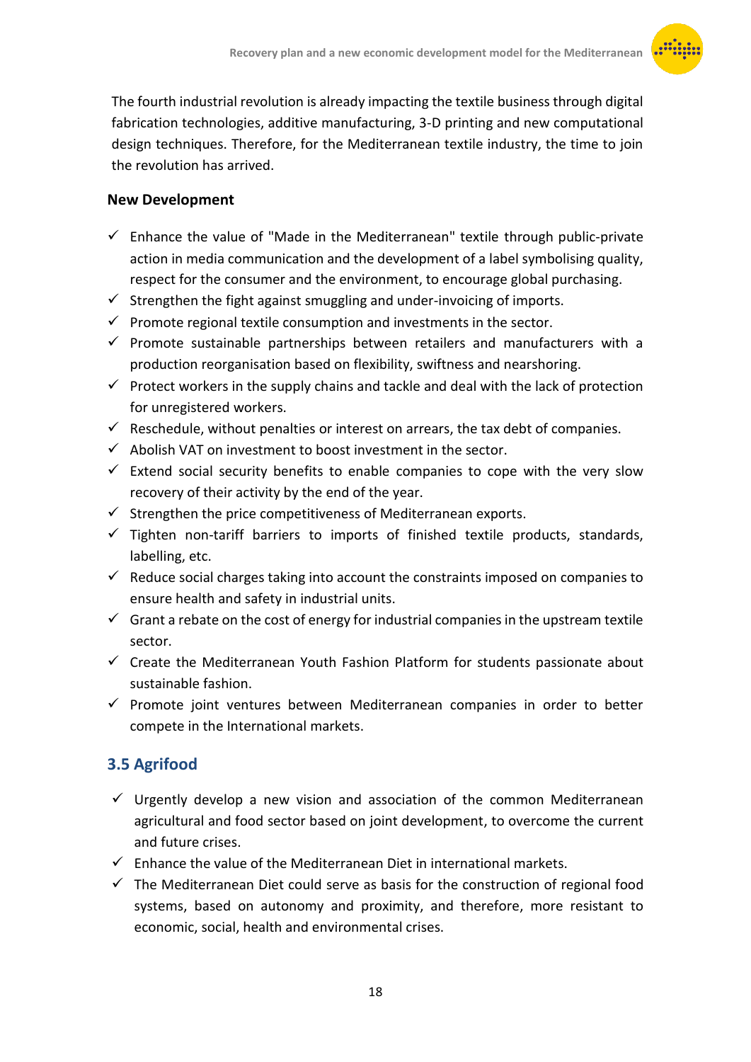The fourth industrial revolution is already impacting the textile business through digital fabrication technologies, additive manufacturing, 3-D printing and new computational design techniques. Therefore, for the Mediterranean textile industry, the time to join the revolution has arrived.

**New Development**

- ✓ Enhance the value of "Made in the Mediterranean" textile through public-private action in media communication and the development of a label symbolising quality, respect for the consumer and the environment, to encourage global purchasing.
- ✓ Strengthen the fight against smuggling and under-invoicing of imports.
- ✓ Promote regional textile consumption and investments in the sector.
- ✓ Promote sustainable partnerships between retailers and manufacturers with a production reorganisation based on flexibility, swiftness and nearshoring.
- ✓ Protect workers in the supply chains and tackle and deal with the lack of protection for unregistered workers.
- ✓ Reschedule, without penalties or interest on arrears, the tax debt of companies.
- ✓ Abolish VAT on investment to boost investment in the sector.
- ✓ Extend social security benefits to enable companies to cope with the very slow recovery of their activity by the end of the year.
- ✓ Strengthen the price competitiveness of Mediterranean exports.
- ✓ Tighten non-tariff barriers to imports of finished textile products, standards, labelling, etc.
- ✓ Reduce social charges taking into account the constraints imposed on companies to ensure health and safety in industrial units.
- ✓ Grant a rebate on the cost of energy for industrial companies in the upstream textile sector.
- ✓ Create the Mediterranean Youth Fashion Platform for students passionate about sustainable fashion.
- ✓ Promote joint ventures between Mediterranean companies in order to better compete in the International markets.

## 3.5 Agrifood

- ✓ Urgently develop a new vision and association of the common Mediterranean agricultural and food sector based on joint development, to overcome the current and future crises.
- ✓ Enhance the value of the Mediterranean Diet in international markets.
- ✓ The Mediterranean Diet could serve as basis for the construction of regional food systems, based on autonomy and proximity, and therefore, more resistant to economic, social, health and environmental crises.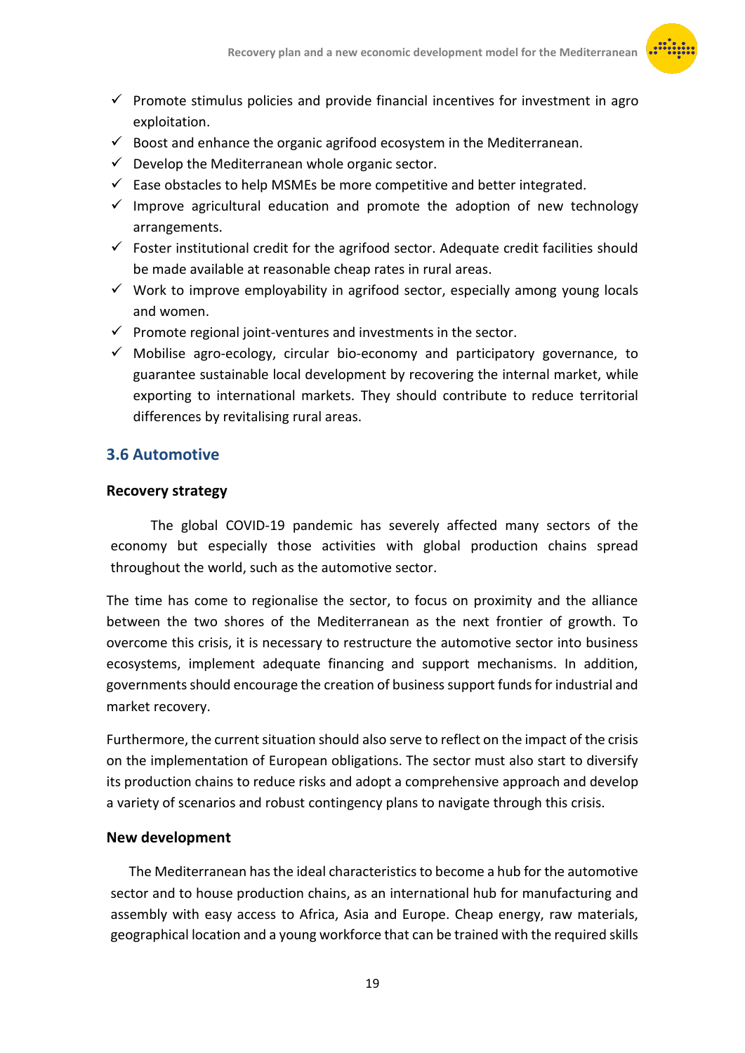- ✓ Promote stimulus policies and provide financial incentives for investment in agro exploitation.
- ✓ Boost and enhance the organic agrifood ecosystem in the Mediterranean.
- ✓ Develop the Mediterranean whole organic sector.
- ✓ Ease obstacles to help MSMEs be more competitive and better integrated.
- ✓ Improve agricultural education and promote the adoption of new technology arrangements.
- ✓ Foster institutional credit for the agrifood sector. Adequate credit facilities should be made available at reasonable cheap rates in rural areas.
- ✓ Work to improve employability in agrifood sector, especially among young locals and women.
- ✓ Promote regional joint-ventures and investments in the sector.
- ✓ Mobilise agro-ecology, circular bio-economy and participatory governance, to guarantee sustainable local development by recovering the internal market, while exporting to international markets. They should contribute to reduce territorial differences by revitalising rural areas.

## 3.6 Automotive

### Recovery strategy

The global COVID-19 pandemic has severely affected many sectors of the economy but especially those activities with global production chains spread throughout the world, such as the automotive sector.

The time has come to regionalise the sector, to focus on proximity and the alliance between the two shores of the Mediterranean as the next frontier of growth. To overcome this crisis, it is necessary to restructure the automotive sector into business ecosystems, implement adequate financing and support mechanisms. In addition, governments should encourage the creation of business support funds for industrial and market recovery.

Furthermore, the current situation should also serve to reflect on the impact of the crisis on the implementation of European obligations. The sector must also start to diversify its production chains to reduce risks and adopt a comprehensive approach and develop a variety of scenarios and robust contingency plans to navigate through this crisis.

### New development

The Mediterranean has the ideal characteristics to become a hub for the automotive sector and to house production chains, as an international hub for manufacturing and assembly with easy access to Africa, Asia and Europe. Cheap energy, raw materials, geographical location and a young workforce that can be trained with the required skills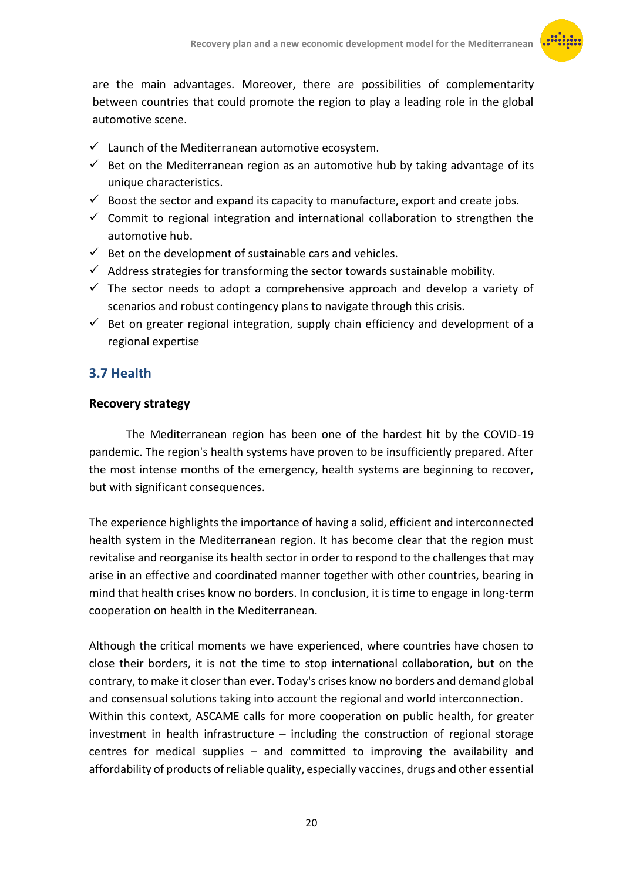are the main advantages. Moreover, there are possibilities of complementarity between countries that could promote the region to play a leading role in the global automotive scene.

- ✓ Launch of the Mediterranean automotive ecosystem.
- ✓ Bet on the Mediterranean region as an automotive hub by taking advantage of its unique characteristics.
- ✓ Boost the sector and expand its capacity to manufacture, export and create jobs.
- ✓ Commit to regional integration and international collaboration to strengthen the automotive hub.
- ✓ Bet on the development of sustainable cars and vehicles.
- ✓ Address strategies for transforming the sector towards sustainable mobility.
- ✓ The sector needs to adopt a comprehensive approach and develop a variety of scenarios and robust contingency plans to navigate through this crisis.
- ✓ Bet on greater regional integration, supply chain efficiency and development of a regional expertise

## 3.7 Health

**Recovery strategy**

The Mediterranean region has been one of the hardest hit by the COVID-19 pandemic. The region's health systems have proven to be insufficiently prepared. After the most intense months of the emergency, health systems are beginning to recover, but with significant consequences.

The experience highlights the importance of having a solid, efficient and interconnected health system in the Mediterranean region. It has become clear that the region must revitalise and reorganise its health sector in order to respond to the challenges that may arise in an effective and coordinated manner together with other countries, bearing in mind that health crises know no borders. In conclusion, it is time to engage in long-term cooperation on health in the Mediterranean.

Although the critical moments we have experienced, where countries have chosen to close their borders, it is not the time to stop international collaboration, but on the contrary, to make it closer than ever. Today's crises know no borders and demand global and consensual solutions taking into account the regional and world interconnection.
Within this context, ASCAME calls for more cooperation on public health, for greater investment in health infrastructure – including the construction of regional storage centres for medical supplies – and committed to improving the availability and affordability of products of reliable quality, especially vaccines, drugs and other essential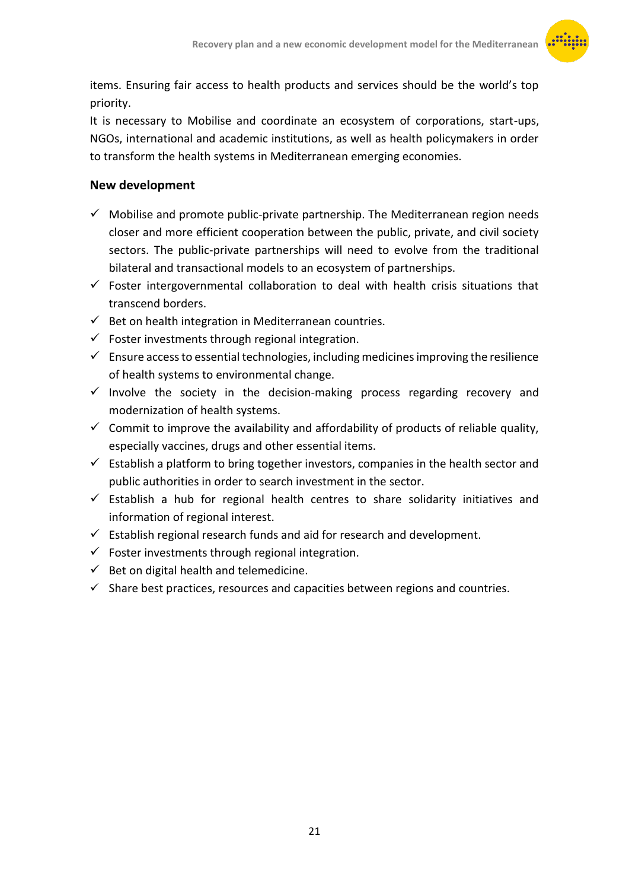items. Ensuring fair access to health products and services should be the world's top priority.

It is necessary to Mobilise and coordinate an ecosystem of corporations, start-ups, NGOs, international and academic institutions, as well as health policymakers in order to transform the health systems in Mediterranean emerging economies.

**New development**

- ✓ Mobilise and promote public-private partnership. The Mediterranean region needs closer and more efficient cooperation between the public, private, and civil society sectors. The public-private partnerships will need to evolve from the traditional bilateral and transactional models to an ecosystem of partnerships.
- ✓ Foster intergovernmental collaboration to deal with health crisis situations that transcend borders.
- ✓ Bet on health integration in Mediterranean countries.
- ✓ Foster investments through regional integration.
- ✓ Ensure access to essential technologies, including medicines improving the resilience of health systems to environmental change.
- ✓ Involve the society in the decision-making process regarding recovery and modernization of health systems.
- ✓ Commit to improve the availability and affordability of products of reliable quality, especially vaccines, drugs and other essential items.
- ✓ Establish a platform to bring together investors, companies in the health sector and public authorities in order to search investment in the sector.
- ✓ Establish a hub for regional health centres to share solidarity initiatives and information of regional interest.
- ✓ Establish regional research funds and aid for research and development.
- ✓ Foster investments through regional integration.
- ✓ Bet on digital health and telemedicine.
- ✓ Share best practices, resources and capacities between regions and countries.